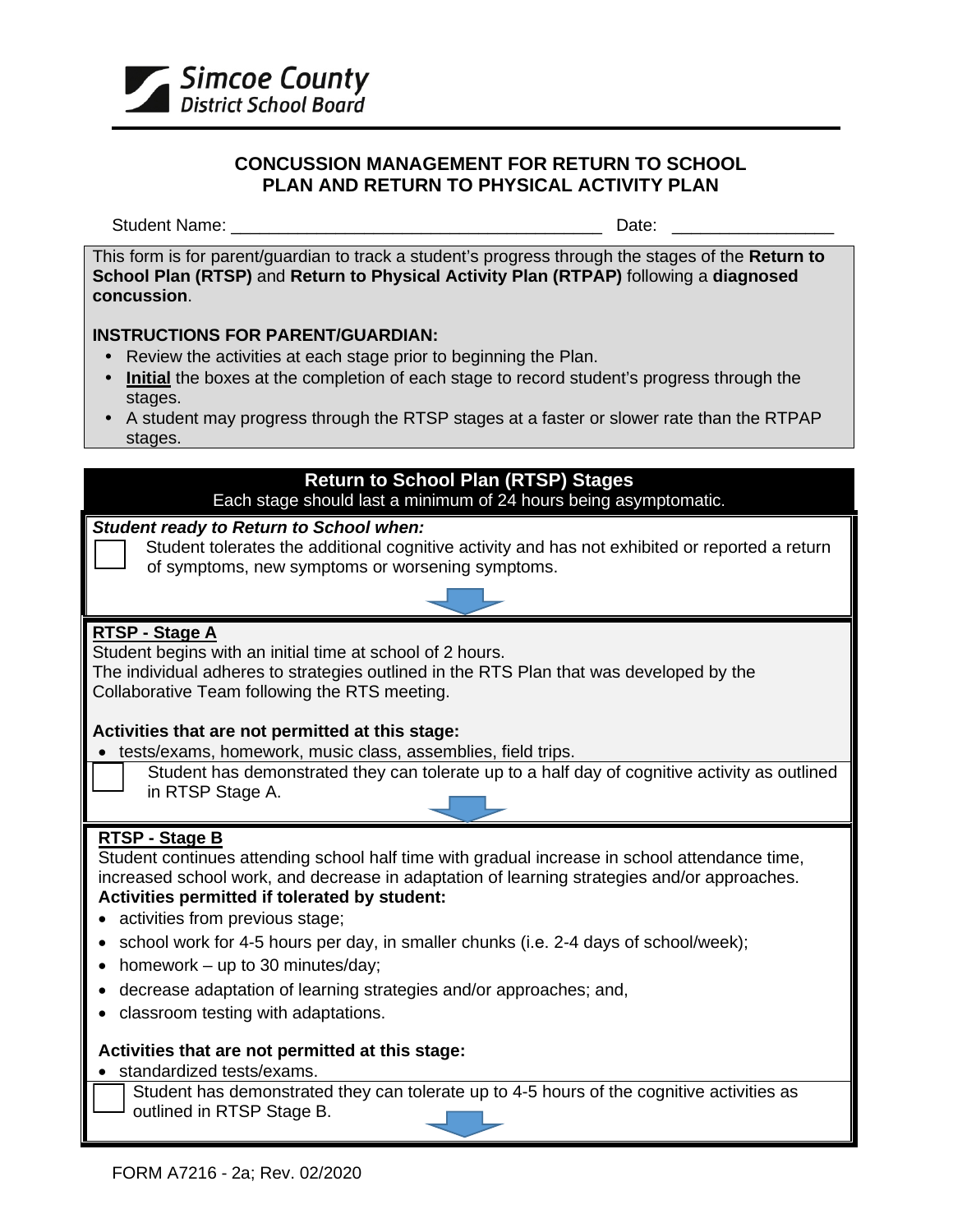Simcoe County District School Board

# CONCUSSION MANAGEMENT FOR RETURN TO SCHOOL PLAN AND RETURN TO PHYSICAL ACTIVITY PLAN

Student Name: ________________________________________ Date: _________________

This form is for parent/guardian to track a student's progress through the stages of the **Return to School Plan (RTSP)** and **Return to Physical Activity Plan (RTPAP)** following a **diagnosed concussion**.

**INSTRUCTIONS FOR PARENT/GUARDIAN:**

- Review the activities at each stage prior to beginning the Plan.
- **Initial** the boxes at the completion of each stage to record student's progress through the stages.
- A student may progress through the RTSP stages at a faster or slower rate than the RTPAP stages.

## Return to School Plan (RTSP) Stages

Each stage should last a minimum of 24 hours being asymptomatic.

***Student ready to Return to School when:***

☐ Student tolerates the additional cognitive activity and has not exhibited or reported a return of symptoms, new symptoms or worsening symptoms.

### RTSP - Stage A

Student begins with an initial time at school of 2 hours.
The individual adheres to strategies outlined in the RTS Plan that was developed by the Collaborative Team following the RTS meeting.

**Activities that are not permitted at this stage:**

- tests/exams, homework, music class, assemblies, field trips.

☐ Student has demonstrated they can tolerate up to a half day of cognitive activity as outlined in RTSP Stage A.

### RTSP - Stage B

Student continues attending school half time with gradual increase in school attendance time, increased school work, and decrease in adaptation of learning strategies and/or approaches.

**Activities permitted if tolerated by student:**

- activities from previous stage;
- school work for 4-5 hours per day, in smaller chunks (i.e. 2-4 days of school/week);
- homework – up to 30 minutes/day;
- decrease adaptation of learning strategies and/or approaches; and,
- classroom testing with adaptations.

**Activities that are not permitted at this stage:**

- standardized tests/exams.

☐ Student has demonstrated they can tolerate up to 4-5 hours of the cognitive activities as outlined in RTSP Stage B.

FORM A7216 - 2a; Rev. 02/2020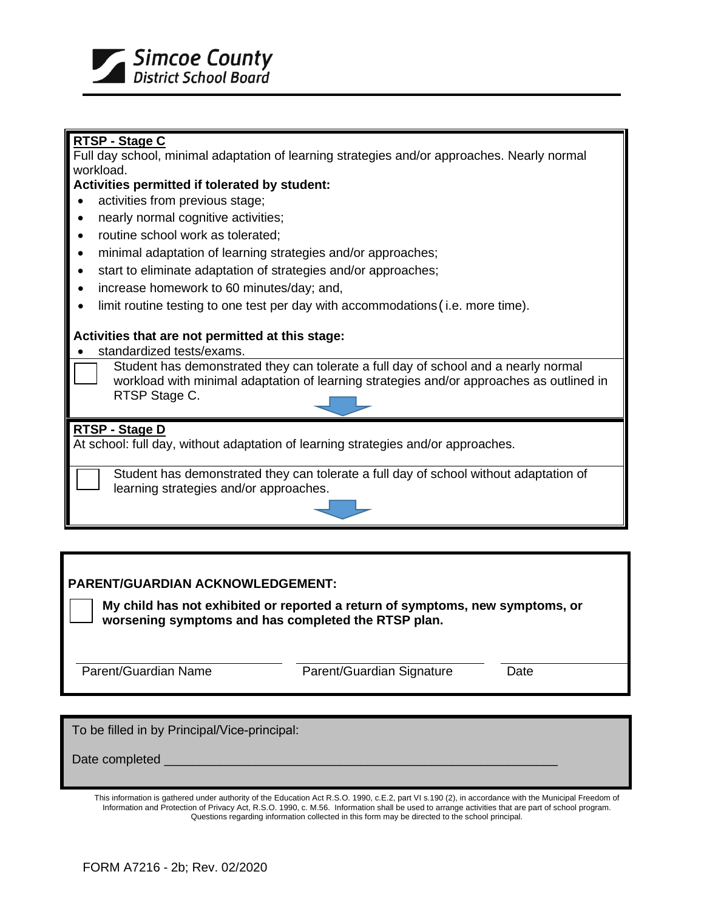**RTSP - Stage C**

Full day school, minimal adaptation of learning strategies and/or approaches. Nearly normal workload.

**Activities permitted if tolerated by student:**

- activities from previous stage;
- nearly normal cognitive activities;
- routine school work as tolerated;
- minimal adaptation of learning strategies and/or approaches;
- start to eliminate adaptation of strategies and/or approaches;
- increase homework to 60 minutes/day; and,
- limit routine testing to one test per day with accommodations (i.e. more time).

**Activities that are not permitted at this stage:**

- standardized tests/exams.

☐ Student has demonstrated they can tolerate a full day of school and a nearly normal workload with minimal adaptation of learning strategies and/or approaches as outlined in RTSP Stage C.

**RTSP - Stage D**

At school: full day, without adaptation of learning strategies and/or approaches.

☐ Student has demonstrated they can tolerate a full day of school without adaptation of learning strategies and/or approaches.

**PARENT/GUARDIAN ACKNOWLEDGEMENT:**

☐ **My child has not exhibited or reported a return of symptoms, new symptoms, or worsening symptoms and has completed the RTSP plan.**

| Parent/Guardian Name | Parent/Guardian Signature | Date |
|---|---|---|
| | | |

To be filled in by Principal/Vice-principal:

Date completed ____________________________________________________________

This information is gathered under authority of the Education Act R.S.O. 1990, c.E.2, part VI s.190 (2), in accordance with the Municipal Freedom of Information and Protection of Privacy Act, R.S.O. 1990, c. M.56. Information shall be used to arrange activities that are part of school program. Questions regarding information collected in this form may be directed to the school principal.

FORM A7216 - 2b; Rev. 02/2020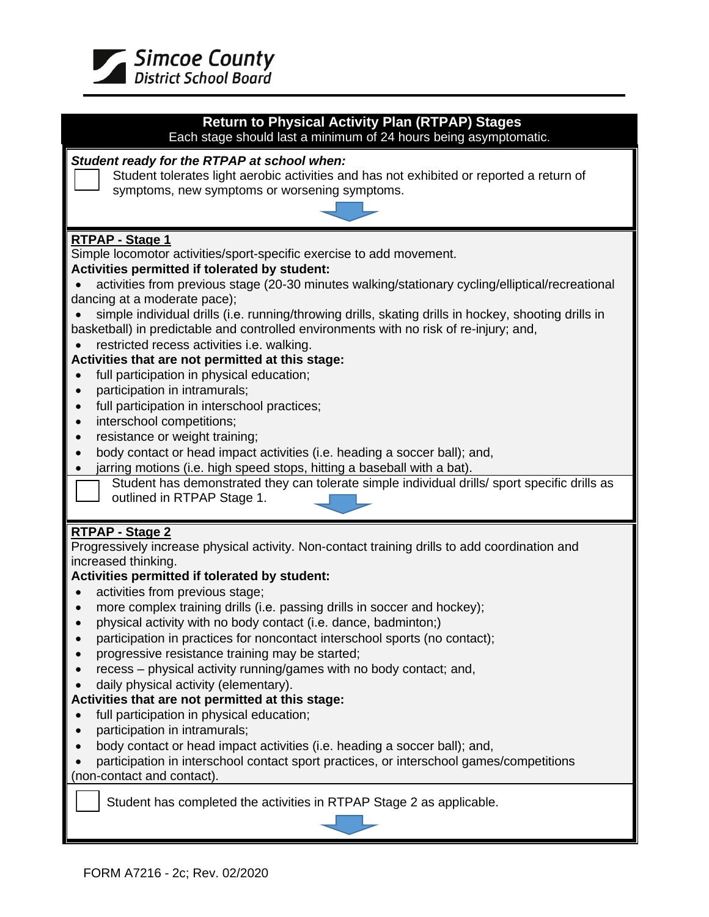Simcoe County District School Board

## Return to Physical Activity Plan (RTPAP) Stages

Each stage should last a minimum of 24 hours being asymptomatic.

***Student ready for the RTPAP at school when:***

☐ Student tolerates light aerobic activities and has not exhibited or reported a return of symptoms, new symptoms or worsening symptoms.

**RTPAP - Stage 1**

Simple locomotor activities/sport-specific exercise to add movement.

**Activities permitted if tolerated by student:**

- activities from previous stage (20-30 minutes walking/stationary cycling/elliptical/recreational dancing at a moderate pace);
- simple individual drills (i.e. running/throwing drills, skating drills in hockey, shooting drills in basketball) in predictable and controlled environments with no risk of re-injury; and,
- restricted recess activities i.e. walking.

**Activities that are not permitted at this stage:**

- full participation in physical education;
- participation in intramurals;
- full participation in interschool practices;
- interschool competitions;
- resistance or weight training;
- body contact or head impact activities (i.e. heading a soccer ball); and,
- jarring motions (i.e. high speed stops, hitting a baseball with a bat).

☐ Student has demonstrated they can tolerate simple individual drills/ sport specific drills as outlined in RTPAP Stage 1.

**RTPAP - Stage 2**

Progressively increase physical activity. Non-contact training drills to add coordination and increased thinking.

**Activities permitted if tolerated by student:**

- activities from previous stage;
- more complex training drills (i.e. passing drills in soccer and hockey);
- physical activity with no body contact (i.e. dance, badminton;)
- participation in practices for noncontact interschool sports (no contact);
- progressive resistance training may be started;
- recess – physical activity running/games with no body contact; and,
- daily physical activity (elementary).

**Activities that are not permitted at this stage:**

- full participation in physical education;
- participation in intramurals;
- body contact or head impact activities (i.e. heading a soccer ball); and,
- participation in interschool contact sport practices, or interschool games/competitions (non-contact and contact).

☐ Student has completed the activities in RTPAP Stage 2 as applicable.

FORM A7216 - 2c; Rev. 02/2020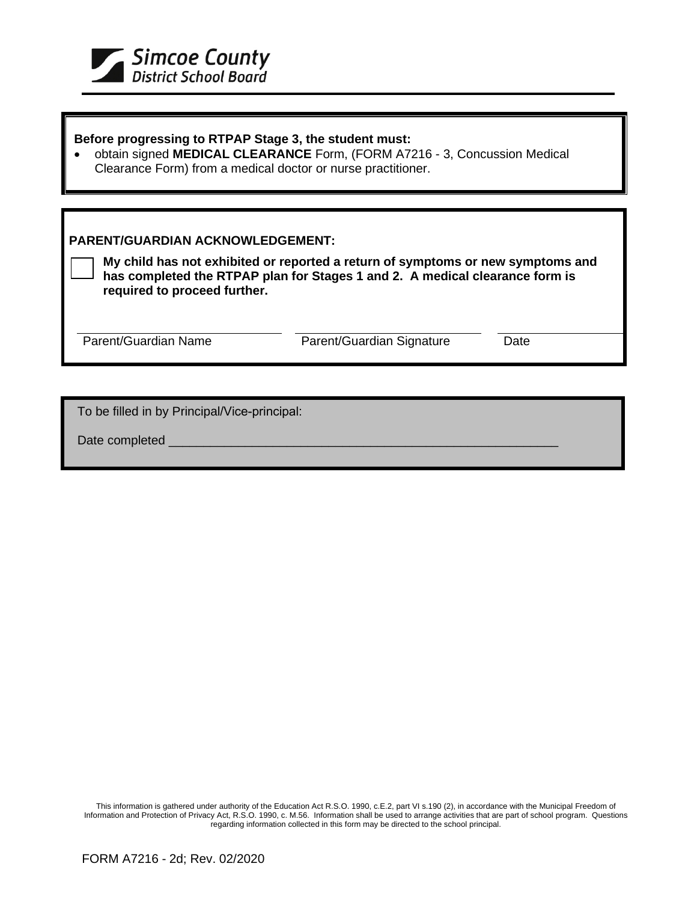**Simcoe County District School Board**

**Before progressing to RTPAP Stage 3, the student must:**

- obtain signed **MEDICAL CLEARANCE** Form, (FORM A7216 - 3, Concussion Medical Clearance Form) from a medical doctor or nurse practitioner.

**PARENT/GUARDIAN ACKNOWLEDGEMENT:**

☐ **My child has not exhibited or reported a return of symptoms or new symptoms and has completed the RTPAP plan for Stages 1 and 2. A medical clearance form is required to proceed further.**

| | | |
|---|---|---|
| Parent/Guardian Name | Parent/Guardian Signature | Date |

To be filled in by Principal/Vice-principal:

Date completed ___________________________________________________________

This information is gathered under authority of the Education Act R.S.O. 1990, c.E.2, part VI s.190 (2), in accordance with the Municipal Freedom of Information and Protection of Privacy Act, R.S.O. 1990, c. M.56. Information shall be used to arrange activities that are part of school program. Questions regarding information collected in this form may be directed to the school principal.

FORM A7216 - 2d; Rev. 02/2020